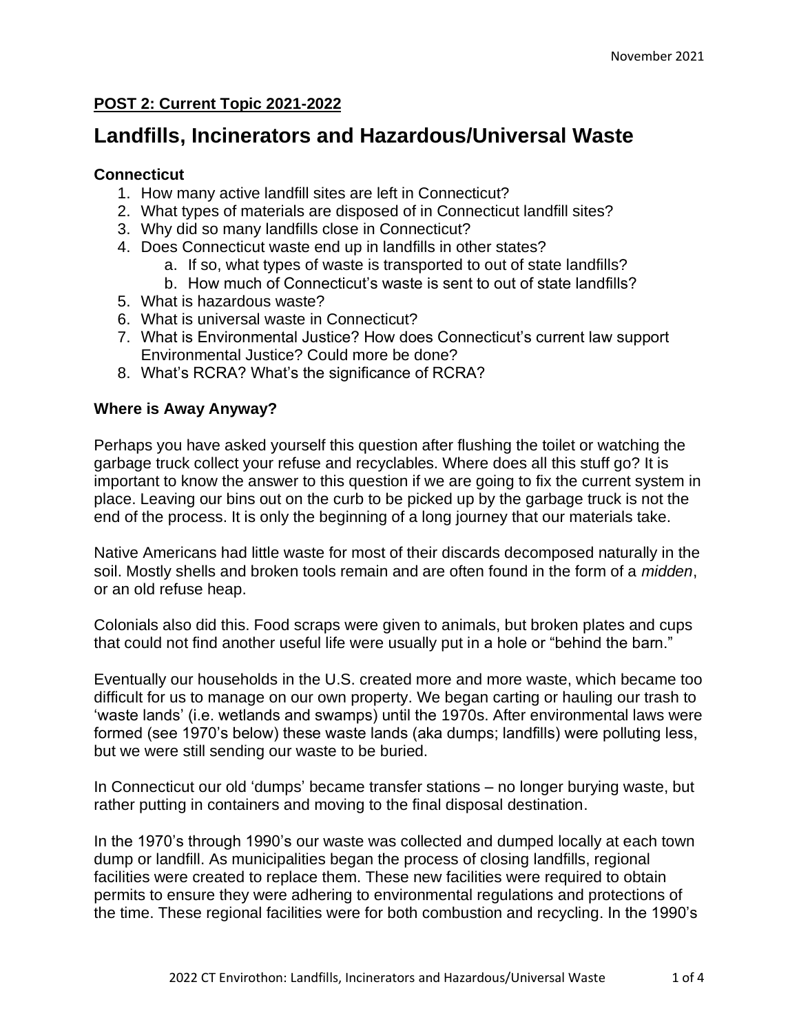November 2021

**POST 2: Current Topic 2021-2022**

# Landfills, Incinerators and Hazardous/Universal Waste

### Connecticut

1. How many active landfill sites are left in Connecticut?
2. What types of materials are disposed of in Connecticut landfill sites?
3. Why did so many landfills close in Connecticut?
4. Does Connecticut waste end up in landfills in other states?
    a. If so, what types of waste is transported to out of state landfills?
    b. How much of Connecticut's waste is sent to out of state landfills?
5. What is hazardous waste?
6. What is universal waste in Connecticut?
7. What is Environmental Justice? How does Connecticut's current law support Environmental Justice? Could more be done?
8. What's RCRA? What's the significance of RCRA?

### Where is Away Anyway?

Perhaps you have asked yourself this question after flushing the toilet or watching the garbage truck collect your refuse and recyclables. Where does all this stuff go? It is important to know the answer to this question if we are going to fix the current system in place. Leaving our bins out on the curb to be picked up by the garbage truck is not the end of the process. It is only the beginning of a long journey that our materials take.

Native Americans had little waste for most of their discards decomposed naturally in the soil. Mostly shells and broken tools remain and are often found in the form of a *midden*, or an old refuse heap.

Colonials also did this. Food scraps were given to animals, but broken plates and cups that could not find another useful life were usually put in a hole or "behind the barn."

Eventually our households in the U.S. created more and more waste, which became too difficult for us to manage on our own property. We began carting or hauling our trash to 'waste lands' (i.e. wetlands and swamps) until the 1970s. After environmental laws were formed (see 1970's below) these waste lands (aka dumps; landfills) were polluting less, but we were still sending our waste to be buried.

In Connecticut our old 'dumps' became transfer stations – no longer burying waste, but rather putting in containers and moving to the final disposal destination.

In the 1970's through 1990's our waste was collected and dumped locally at each town dump or landfill. As municipalities began the process of closing landfills, regional facilities were created to replace them. These new facilities were required to obtain permits to ensure they were adhering to environmental regulations and protections of the time. These regional facilities were for both combustion and recycling. In the 1990's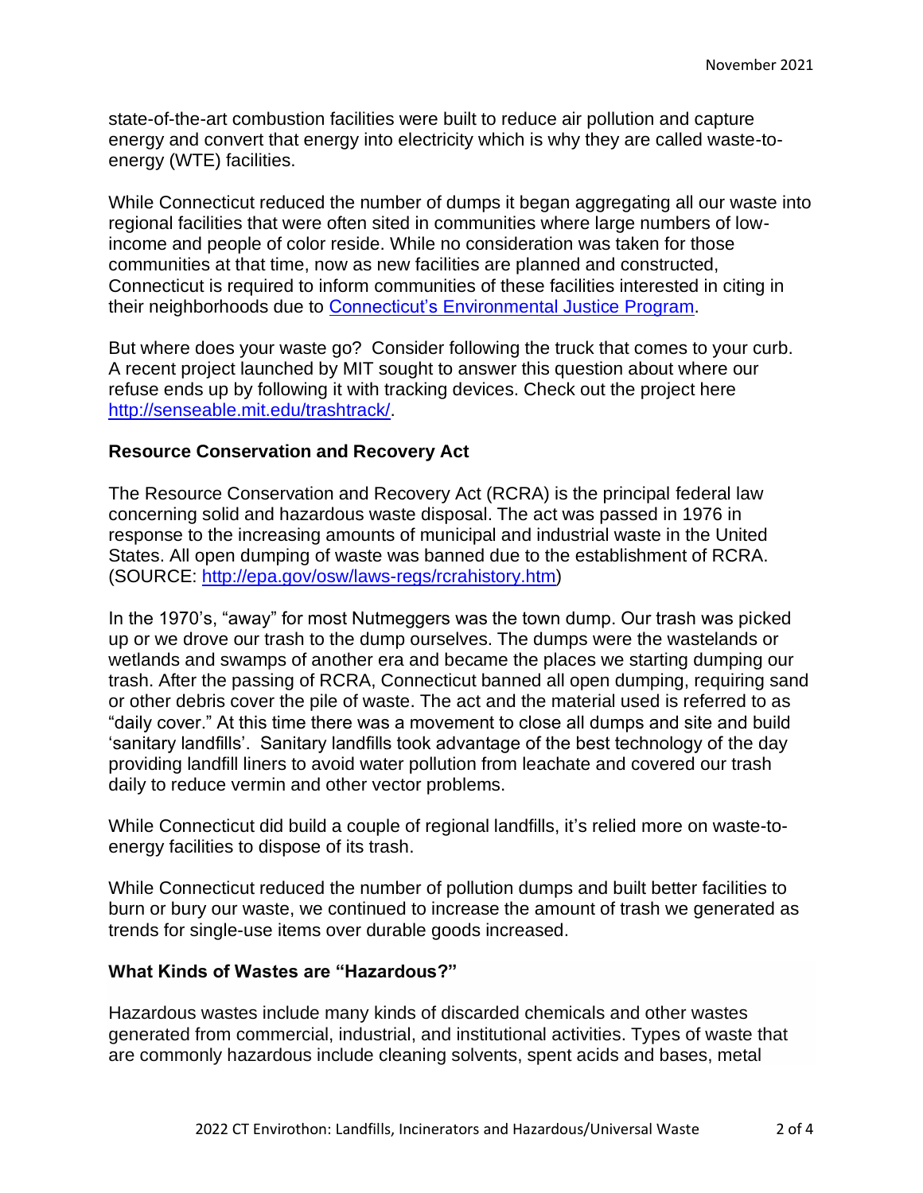state-of-the-art combustion facilities were built to reduce air pollution and capture energy and convert that energy into electricity which is why they are called waste-to-energy (WTE) facilities.

While Connecticut reduced the number of dumps it began aggregating all our waste into regional facilities that were often sited in communities where large numbers of low-income and people of color reside. While no consideration was taken for those communities at that time, now as new facilities are planned and constructed, Connecticut is required to inform communities of these facilities interested in citing in their neighborhoods due to [Connecticut's Environmental Justice Program](#).

But where does your waste go? Consider following the truck that comes to your curb. A recent project launched by MIT sought to answer this question about where our refuse ends up by following it with tracking devices. Check out the project here [http://senseable.mit.edu/trashtrack/](http://senseable.mit.edu/trashtrack/).

### Resource Conservation and Recovery Act

The Resource Conservation and Recovery Act (RCRA) is the principal federal law concerning solid and hazardous waste disposal. The act was passed in 1976 in response to the increasing amounts of municipal and industrial waste in the United States. All open dumping of waste was banned due to the establishment of RCRA. (SOURCE: [http://epa.gov/osw/laws-regs/rcrahistory.htm](http://epa.gov/osw/laws-regs/rcrahistory.htm))

In the 1970's, "away" for most Nutmeggers was the town dump. Our trash was picked up or we drove our trash to the dump ourselves. The dumps were the wastelands or wetlands and swamps of another era and became the places we starting dumping our trash. After the passing of RCRA, Connecticut banned all open dumping, requiring sand or other debris cover the pile of waste. The act and the material used is referred to as "daily cover." At this time there was a movement to close all dumps and site and build 'sanitary landfills'. Sanitary landfills took advantage of the best technology of the day providing landfill liners to avoid water pollution from leachate and covered our trash daily to reduce vermin and other vector problems.

While Connecticut did build a couple of regional landfills, it's relied more on waste-to-energy facilities to dispose of its trash.

While Connecticut reduced the number of pollution dumps and built better facilities to burn or bury our waste, we continued to increase the amount of trash we generated as trends for single-use items over durable goods increased.

### What Kinds of Wastes are "Hazardous?"

Hazardous wastes include many kinds of discarded chemicals and other wastes generated from commercial, industrial, and institutional activities. Types of waste that are commonly hazardous include cleaning solvents, spent acids and bases, metal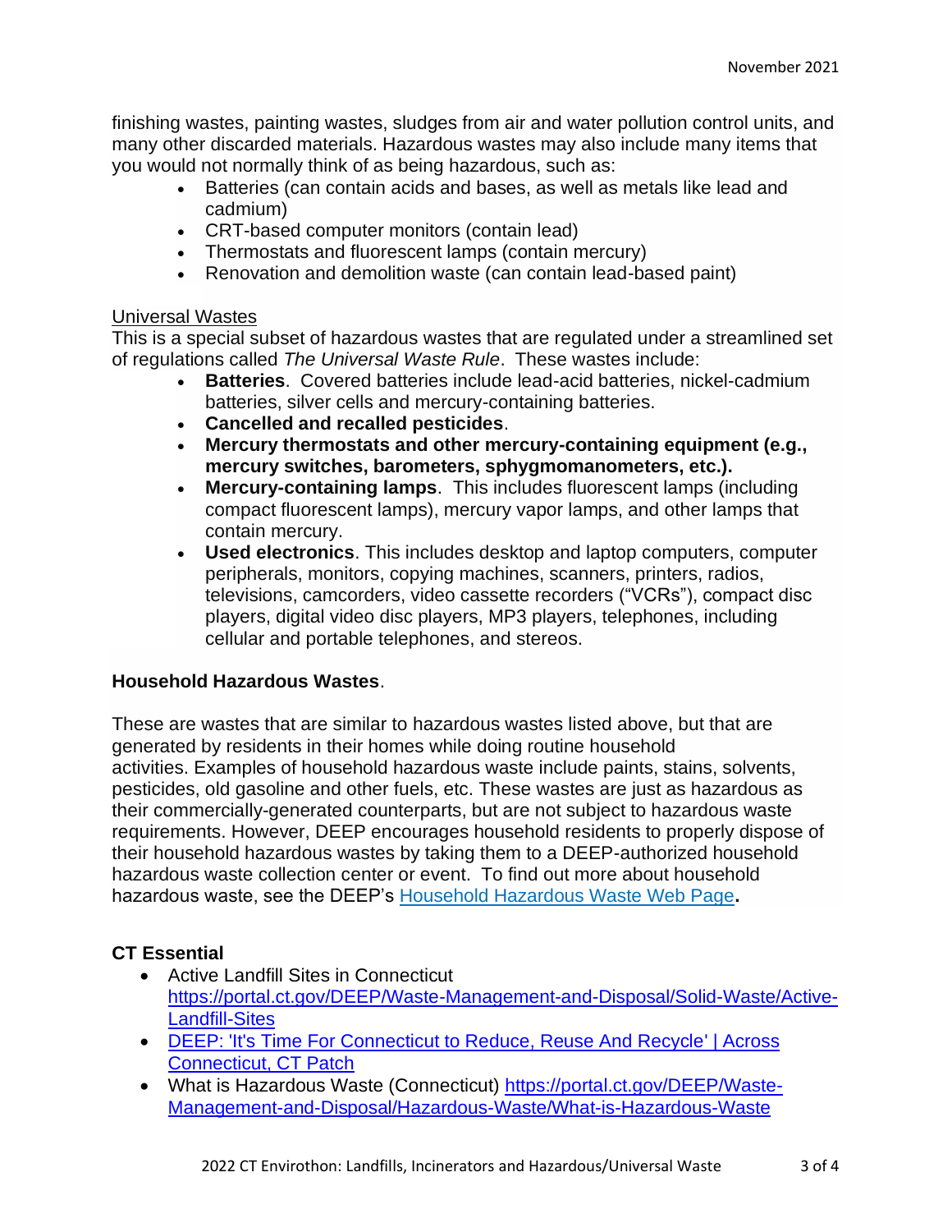finishing wastes, painting wastes, sludges from air and water pollution control units, and many other discarded materials. Hazardous wastes may also include many items that you would not normally think of as being hazardous, such as:

- Batteries (can contain acids and bases, as well as metals like lead and cadmium)
- CRT-based computer monitors (contain lead)
- Thermostats and fluorescent lamps (contain mercury)
- Renovation and demolition waste (can contain lead-based paint)

Universal Wastes

This is a special subset of hazardous wastes that are regulated under a streamlined set of regulations called *The Universal Waste Rule*. These wastes include:

- **Batteries**. Covered batteries include lead-acid batteries, nickel-cadmium batteries, silver cells and mercury-containing batteries.
- **Cancelled and recalled pesticides**.
- **Mercury thermostats and other mercury-containing equipment (e.g., mercury switches, barometers, sphygmomanometers, etc.).**
- **Mercury-containing lamps**. This includes fluorescent lamps (including compact fluorescent lamps), mercury vapor lamps, and other lamps that contain mercury.
- **Used electronics**. This includes desktop and laptop computers, computer peripherals, monitors, copying machines, scanners, printers, radios, televisions, camcorders, video cassette recorders ("VCRs"), compact disc players, digital video disc players, MP3 players, telephones, including cellular and portable telephones, and stereos.

**Household Hazardous Wastes**.

These are wastes that are similar to hazardous wastes listed above, but that are generated by residents in their homes while doing routine household activities. Examples of household hazardous waste include paints, stains, solvents, pesticides, old gasoline and other fuels, etc. These wastes are just as hazardous as their commercially-generated counterparts, but are not subject to hazardous waste requirements. However, DEEP encourages household residents to properly dispose of their household hazardous wastes by taking them to a DEEP-authorized household hazardous waste collection center or event. To find out more about household hazardous waste, see the DEEP's [Household Hazardous Waste Web Page](#)**.**

**CT Essential**

- Active Landfill Sites in Connecticut https://portal.ct.gov/DEEP/Waste-Management-and-Disposal/Solid-Waste/Active-Landfill-Sites
- [DEEP: 'It's Time For Connecticut to Reduce, Reuse And Recycle' | Across Connecticut, CT Patch](#)
- What is Hazardous Waste (Connecticut) https://portal.ct.gov/DEEP/Waste-Management-and-Disposal/Hazardous-Waste/What-is-Hazardous-Waste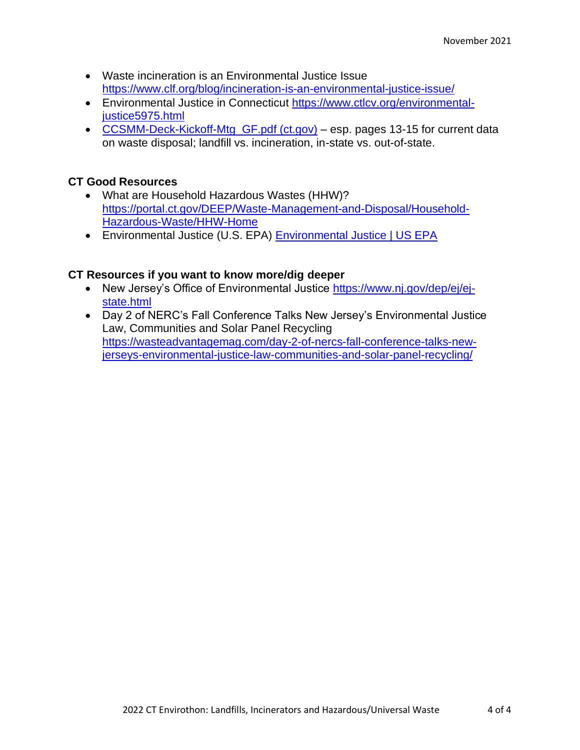- Waste incineration is an Environmental Justice Issue https://www.clf.org/blog/incineration-is-an-environmental-justice-issue/
- Environmental Justice in Connecticut https://www.ctlcv.org/environmental-justice5975.html
- CCSMM-Deck-Kickoff-Mtg_GF.pdf (ct.gov) – esp. pages 13-15 for current data on waste disposal; landfill vs. incineration, in-state vs. out-of-state.

**CT Good Resources**

- What are Household Hazardous Wastes (HHW)? https://portal.ct.gov/DEEP/Waste-Management-and-Disposal/Household-Hazardous-Waste/HHW-Home
- Environmental Justice (U.S. EPA) Environmental Justice | US EPA

**CT Resources if you want to know more/dig deeper**

- New Jersey's Office of Environmental Justice https://www.nj.gov/dep/ej/ej-state.html
- Day 2 of NERC's Fall Conference Talks New Jersey's Environmental Justice Law, Communities and Solar Panel Recycling https://wasteadvantagemag.com/day-2-of-nercs-fall-conference-talks-new-jerseys-environmental-justice-law-communities-and-solar-panel-recycling/